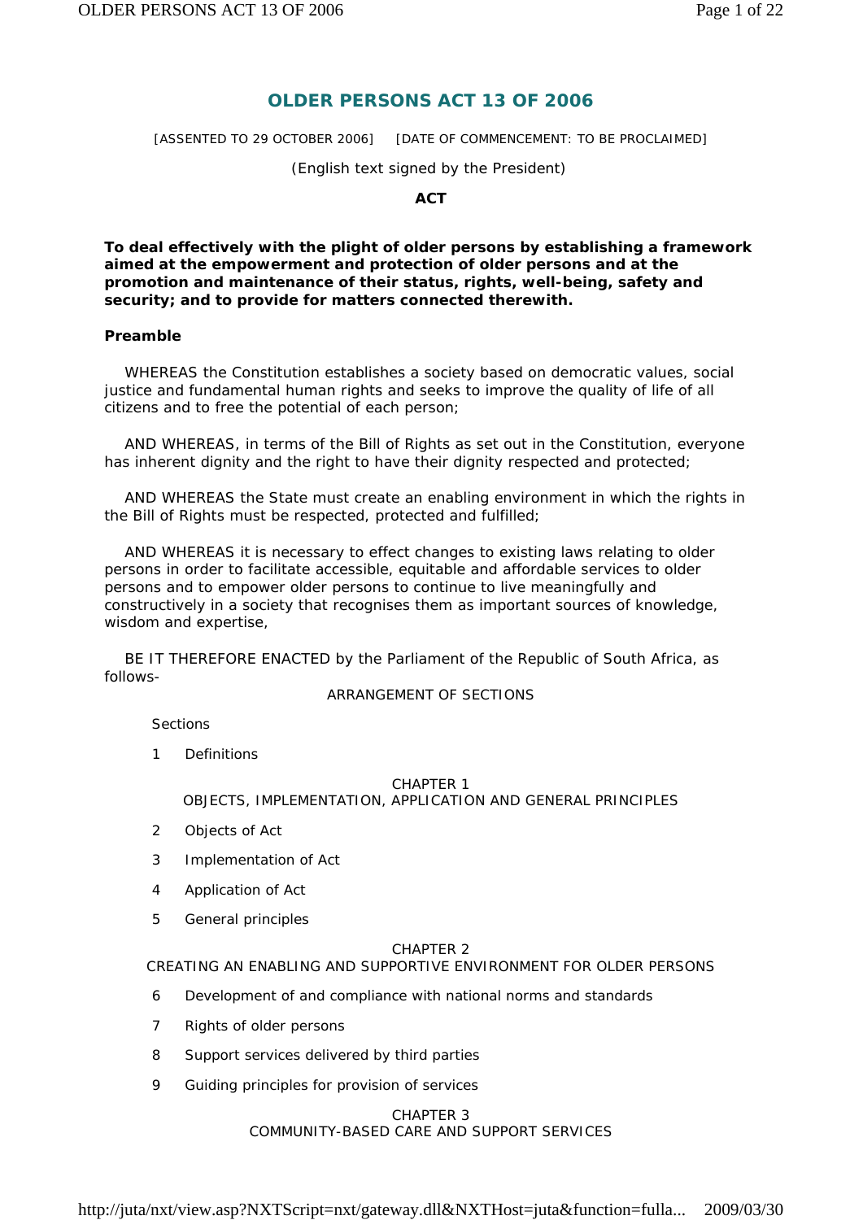# OLDER PERSONS ACT 13 OF 2006

[ASSENTED TO 29 OCTOBER 2006] [DATE OF COMMENCEMENT: TO BE PROCLAIMED]

(English text signed by the President)

**ACT**

**To deal effectively with the plight of older persons by establishing a framework aimed at the empowerment and protection of older persons and at the promotion and maintenance of their status, rights, well-being, safety and security; and to provide for matters connected therewith.**

**Preamble**

WHEREAS the Constitution establishes a society based on democratic values, social justice and fundamental human rights and seeks to improve the quality of life of all citizens and to free the potential of each person;

AND WHEREAS, in terms of the Bill of Rights as set out in the Constitution, everyone has inherent dignity and the right to have their dignity respected and protected;

AND WHEREAS the State must create an enabling environment in which the rights in the Bill of Rights must be respected, protected and fulfilled;

AND WHEREAS it is necessary to effect changes to existing laws relating to older persons in order to facilitate accessible, equitable and affordable services to older persons and to empower older persons to continue to live meaningfully and constructively in a society that recognises them as important sources of knowledge, wisdom and expertise,

BE IT THEREFORE ENACTED by the Parliament of the Republic of South Africa, as follows-

ARRANGEMENT OF SECTIONS

Sections

1 Definitions

CHAPTER 1
OBJECTS, IMPLEMENTATION, APPLICATION AND GENERAL PRINCIPLES

2 Objects of Act

3 Implementation of Act

4 Application of Act

5 General principles

CHAPTER 2
CREATING AN ENABLING AND SUPPORTIVE ENVIRONMENT FOR OLDER PERSONS

6 Development of and compliance with national norms and standards

7 Rights of older persons

8 Support services delivered by third parties

9 Guiding principles for provision of services

CHAPTER 3
COMMUNITY-BASED CARE AND SUPPORT SERVICES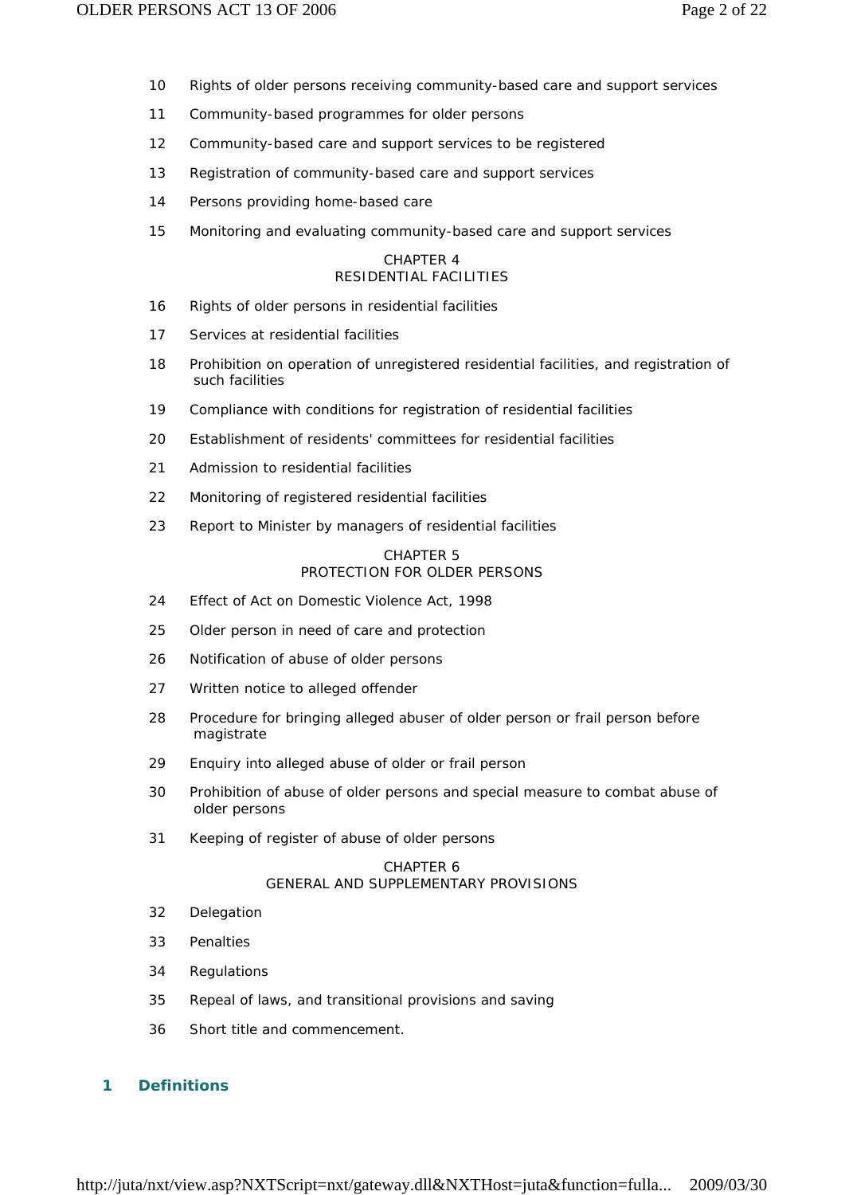10 Rights of older persons receiving community-based care and support services

11 Community-based programmes for older persons

12 Community-based care and support services to be registered

13 Registration of community-based care and support services

14 Persons providing home-based care

15 Monitoring and evaluating community-based care and support services

CHAPTER 4
RESIDENTIAL FACILITIES

16 Rights of older persons in residential facilities

17 Services at residential facilities

18 Prohibition on operation of unregistered residential facilities, and registration of such facilities

19 Compliance with conditions for registration of residential facilities

20 Establishment of residents' committees for residential facilities

21 Admission to residential facilities

22 Monitoring of registered residential facilities

23 Report to Minister by managers of residential facilities

CHAPTER 5
PROTECTION FOR OLDER PERSONS

24 Effect of Act on Domestic Violence Act, 1998

25 Older person in need of care and protection

26 Notification of abuse of older persons

27 Written notice to alleged offender

28 Procedure for bringing alleged abuser of older person or frail person before magistrate

29 Enquiry into alleged abuse of older or frail person

30 Prohibition of abuse of older persons and special measure to combat abuse of older persons

31 Keeping of register of abuse of older persons

CHAPTER 6
GENERAL AND SUPPLEMENTARY PROVISIONS

32 Delegation

33 Penalties

34 Regulations

35 Repeal of laws, and transitional provisions and saving

36 Short title and commencement.

## 1 Definitions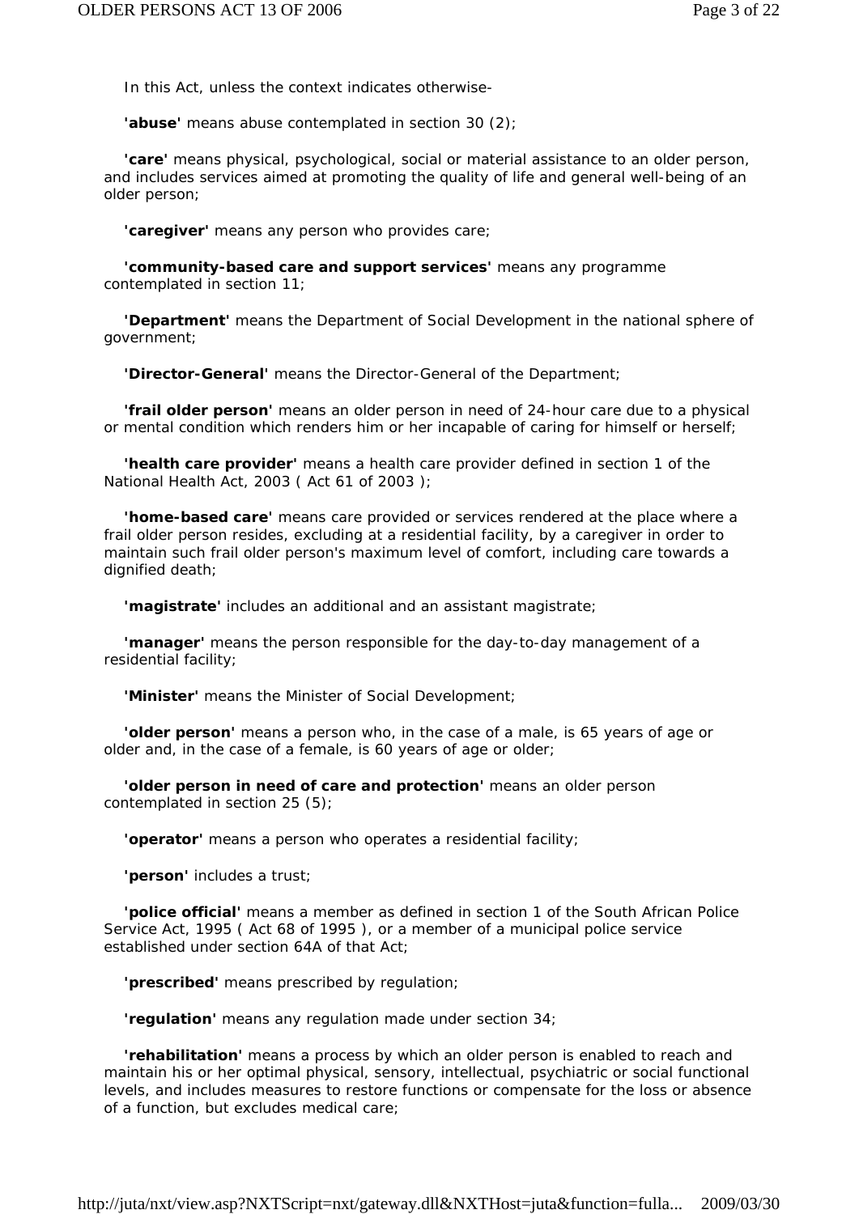In this Act, unless the context indicates otherwise-

**'abuse'** means abuse contemplated in section 30 (2);

**'care'** means physical, psychological, social or material assistance to an older person, and includes services aimed at promoting the quality of life and general well-being of an older person;

**'caregiver'** means any person who provides care;

**'community-based care and support services'** means any programme contemplated in section 11;

**'Department'** means the Department of Social Development in the national sphere of government;

**'Director-General'** means the Director-General of the Department;

**'frail older person'** means an older person in need of 24-hour care due to a physical or mental condition which renders him or her incapable of caring for himself or herself;

**'health care provider'** means a health care provider defined in section 1 of the National Health Act, 2003 ( Act 61 of 2003 );

**'home-based care'** means care provided or services rendered at the place where a frail older person resides, excluding at a residential facility, by a caregiver in order to maintain such frail older person's maximum level of comfort, including care towards a dignified death;

**'magistrate'** includes an additional and an assistant magistrate;

**'manager'** means the person responsible for the day-to-day management of a residential facility;

**'Minister'** means the Minister of Social Development;

**'older person'** means a person who, in the case of a male, is 65 years of age or older and, in the case of a female, is 60 years of age or older;

**'older person in need of care and protection'** means an older person contemplated in section 25 (5);

**'operator'** means a person who operates a residential facility;

**'person'** includes a trust;

**'police official'** means a member as defined in section 1 of the South African Police Service Act, 1995 ( Act 68 of 1995 ), or a member of a municipal police service established under section 64A of that Act;

**'prescribed'** means prescribed by regulation;

**'regulation'** means any regulation made under section 34;

**'rehabilitation'** means a process by which an older person is enabled to reach and maintain his or her optimal physical, sensory, intellectual, psychiatric or social functional levels, and includes measures to restore functions or compensate for the loss or absence of a function, but excludes medical care;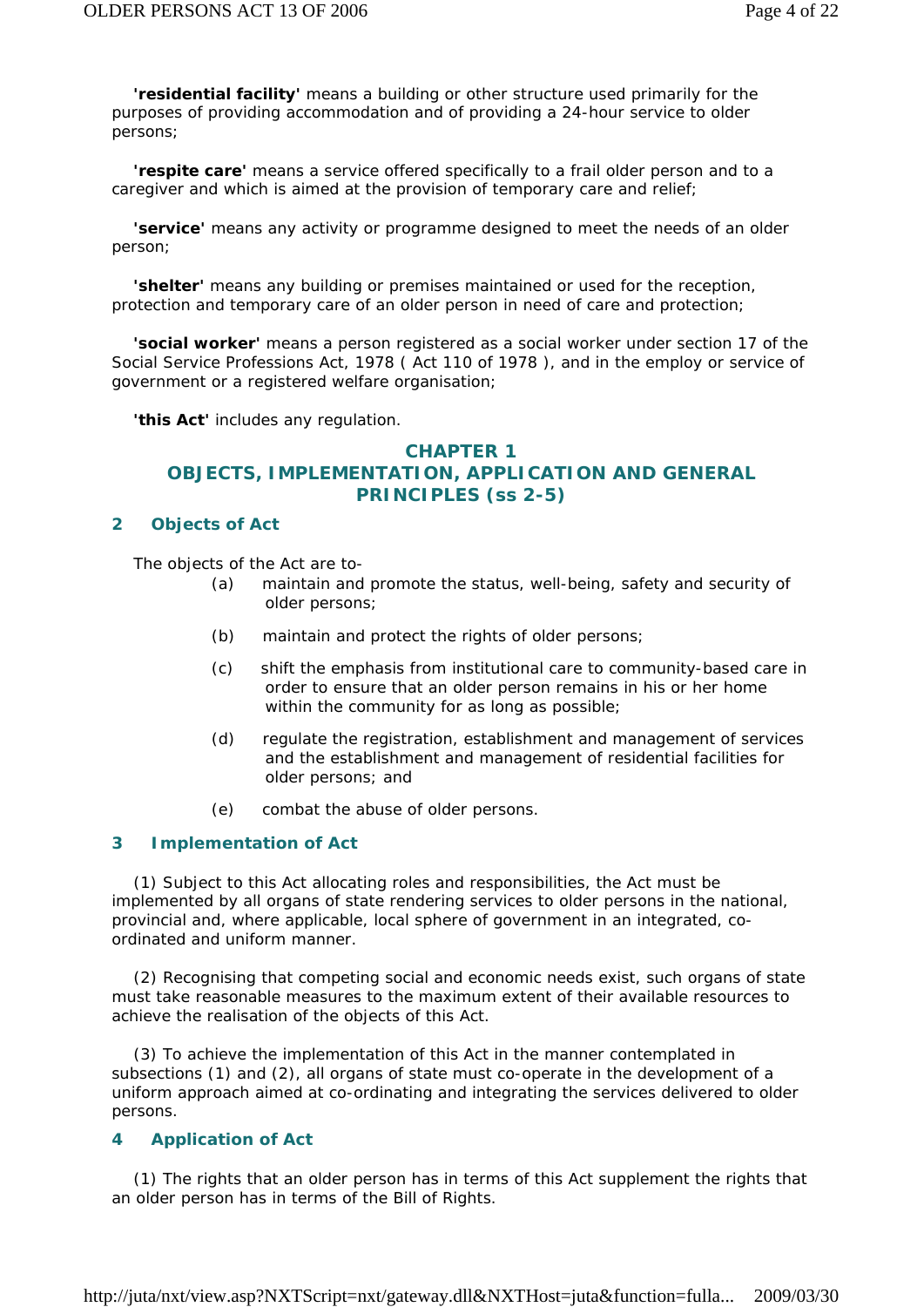**'residential facility'** means a building or other structure used primarily for the purposes of providing accommodation and of providing a 24-hour service to older persons;

**'respite care'** means a service offered specifically to a frail older person and to a caregiver and which is aimed at the provision of temporary care and relief;

**'service'** means any activity or programme designed to meet the needs of an older person;

**'shelter'** means any building or premises maintained or used for the reception, protection and temporary care of an older person in need of care and protection;

**'social worker'** means a person registered as a social worker under section 17 of the Social Service Professions Act, 1978 ( Act 110 of 1978 ), and in the employ or service of government or a registered welfare organisation;

**'this Act'** includes any regulation.

## CHAPTER 1
## OBJECTS, IMPLEMENTATION, APPLICATION AND GENERAL PRINCIPLES (ss 2-5)

### 2 Objects of Act

The objects of the Act are to-

(a) maintain and promote the status, well-being, safety and security of older persons;

(b) maintain and protect the rights of older persons;

(c) shift the emphasis from institutional care to community-based care in order to ensure that an older person remains in his or her home within the community for as long as possible;

(d) regulate the registration, establishment and management of services and the establishment and management of residential facilities for older persons; and

(e) combat the abuse of older persons.

### 3 Implementation of Act

(1) Subject to this Act allocating roles and responsibilities, the Act must be implemented by all organs of state rendering services to older persons in the national, provincial and, where applicable, local sphere of government in an integrated, co-ordinated and uniform manner.

(2) Recognising that competing social and economic needs exist, such organs of state must take reasonable measures to the maximum extent of their available resources to achieve the realisation of the objects of this Act.

(3) To achieve the implementation of this Act in the manner contemplated in subsections (1) and (2), all organs of state must co-operate in the development of a uniform approach aimed at co-ordinating and integrating the services delivered to older persons.

### 4 Application of Act

(1) The rights that an older person has in terms of this Act supplement the rights that an older person has in terms of the Bill of Rights.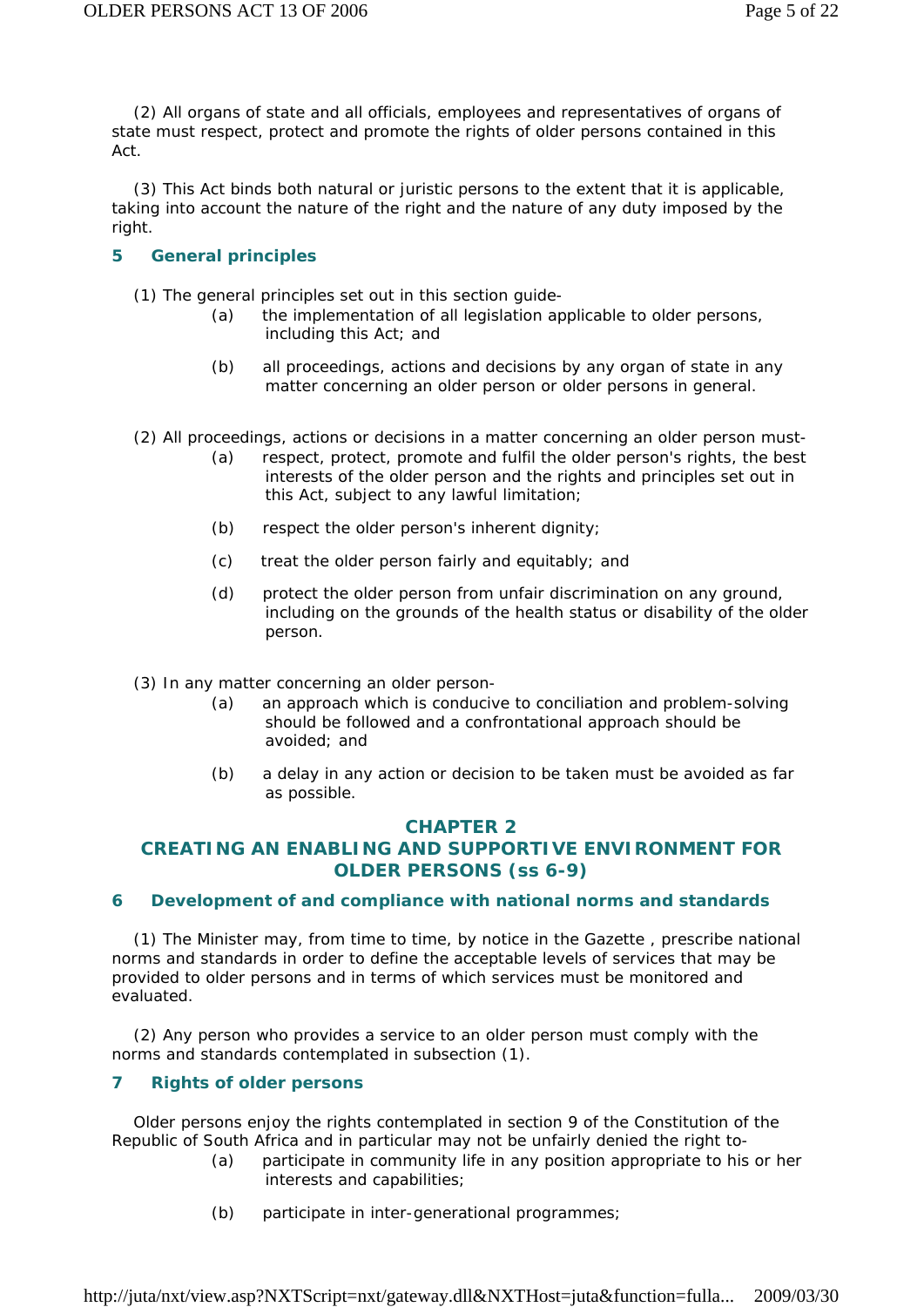(2) All organs of state and all officials, employees and representatives of organs of state must respect, protect and promote the rights of older persons contained in this Act.

(3) This Act binds both natural or juristic persons to the extent that it is applicable, taking into account the nature of the right and the nature of any duty imposed by the right.

### 5 General principles

(1) The general principles set out in this section guide-

(a) the implementation of all legislation applicable to older persons, including this Act; and

(b) all proceedings, actions and decisions by any organ of state in any matter concerning an older person or older persons in general.

(2) All proceedings, actions or decisions in a matter concerning an older person must-

(a) respect, protect, promote and fulfil the older person's rights, the best interests of the older person and the rights and principles set out in this Act, subject to any lawful limitation;

(b) respect the older person's inherent dignity;

(c) treat the older person fairly and equitably; and

(d) protect the older person from unfair discrimination on any ground, including on the grounds of the health status or disability of the older person.

(3) In any matter concerning an older person-

(a) an approach which is conducive to conciliation and problem-solving should be followed and a confrontational approach should be avoided; and

(b) a delay in any action or decision to be taken must be avoided as far as possible.

## CHAPTER 2
## CREATING AN ENABLING AND SUPPORTIVE ENVIRONMENT FOR OLDER PERSONS (ss 6-9)

### 6 Development of and compliance with national norms and standards

(1) The Minister may, from time to time, by notice in the *Gazette* , prescribe national norms and standards in order to define the acceptable levels of services that may be provided to older persons and in terms of which services must be monitored and evaluated.

(2) Any person who provides a service to an older person must comply with the norms and standards contemplated in subsection (1).

### 7 Rights of older persons

Older persons enjoy the rights contemplated in section 9 of the Constitution of the Republic of South Africa and in particular may not be unfairly denied the right to-

(a) participate in community life in any position appropriate to his or her interests and capabilities;

(b) participate in inter-generational programmes;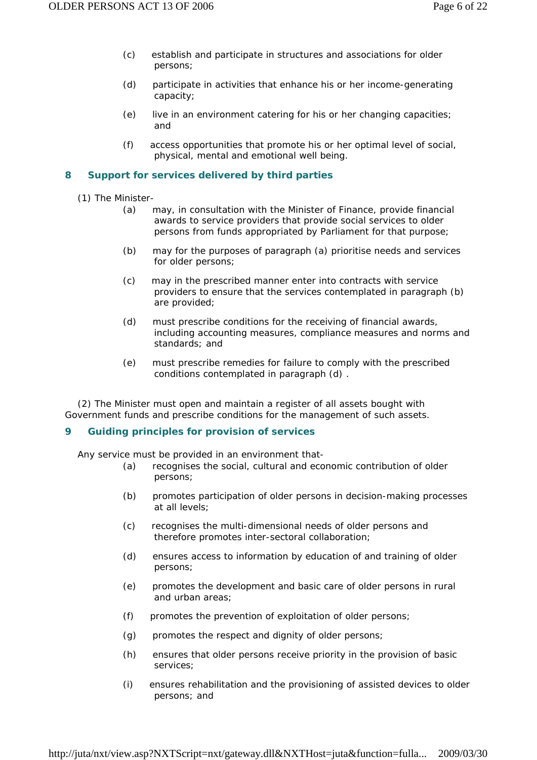(c) establish and participate in structures and associations for older persons;

(d) participate in activities that enhance his or her income-generating capacity;

(e) live in an environment catering for his or her changing capacities; and

(f) access opportunities that promote his or her optimal level of social, physical, mental and emotional well being.

## 8 Support for services delivered by third parties

(1) The Minister-

(a) may, in consultation with the Minister of Finance, provide financial awards to service providers that provide social services to older persons from funds appropriated by Parliament for that purpose;

(b) may for the purposes of paragraph (a) prioritise needs and services for older persons;

(c) may in the prescribed manner enter into contracts with service providers to ensure that the services contemplated in paragraph (b) are provided;

(d) must prescribe conditions for the receiving of financial awards, including accounting measures, compliance measures and norms and standards; and

(e) must prescribe remedies for failure to comply with the prescribed conditions contemplated in paragraph (d) .

(2) The Minister must open and maintain a register of all assets bought with Government funds and prescribe conditions for the management of such assets.

## 9 Guiding principles for provision of services

Any service must be provided in an environment that-

(a) recognises the social, cultural and economic contribution of older persons;

(b) promotes participation of older persons in decision-making processes at all levels;

(c) recognises the multi-dimensional needs of older persons and therefore promotes inter-sectoral collaboration;

(d) ensures access to information by education of and training of older persons;

(e) promotes the development and basic care of older persons in rural and urban areas;

(f) promotes the prevention of exploitation of older persons;

(g) promotes the respect and dignity of older persons;

(h) ensures that older persons receive priority in the provision of basic services;

(i) ensures rehabilitation and the provisioning of assisted devices to older persons; and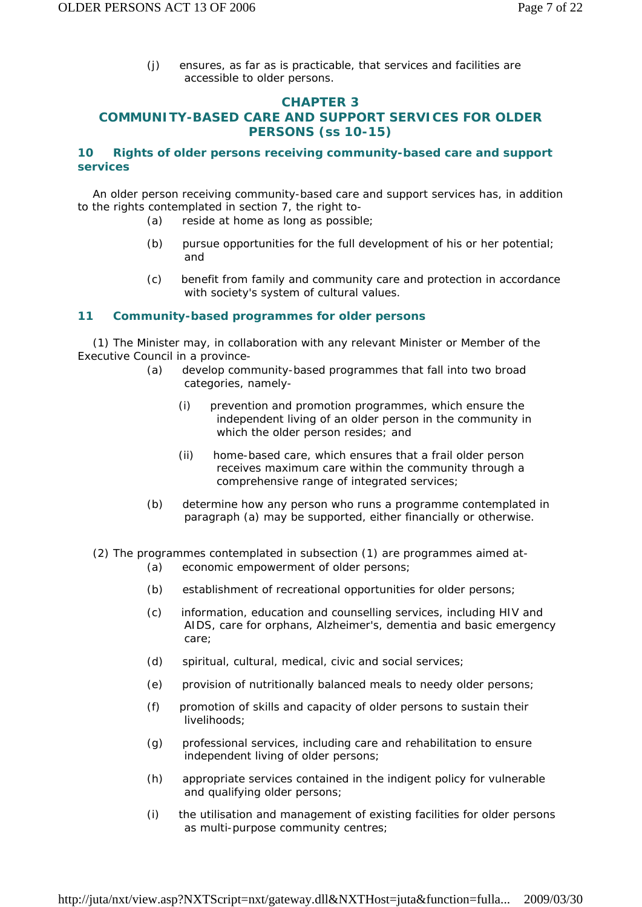(j) ensures, as far as is practicable, that services and facilities are accessible to older persons.

## CHAPTER 3
## COMMUNITY-BASED CARE AND SUPPORT SERVICES FOR OLDER PERSONS (ss 10-15)

### 10 Rights of older persons receiving community-based care and support services

An older person receiving community-based care and support services has, in addition to the rights contemplated in section 7, the right to-

(a) reside at home as long as possible;

(b) pursue opportunities for the full development of his or her potential; and

(c) benefit from family and community care and protection in accordance with society's system of cultural values.

### 11 Community-based programmes for older persons

(1) The Minister may, in collaboration with any relevant Minister or Member of the Executive Council in a province-

(a) develop community-based programmes that fall into two broad categories, namely-

(i) prevention and promotion programmes, which ensure the independent living of an older person in the community in which the older person resides; and

(ii) home-based care, which ensures that a frail older person receives maximum care within the community through a comprehensive range of integrated services;

(b) determine how any person who runs a programme contemplated in paragraph (a) may be supported, either financially or otherwise.

(2) The programmes contemplated in subsection (1) are programmes aimed at-

(a) economic empowerment of older persons;

(b) establishment of recreational opportunities for older persons;

(c) information, education and counselling services, including HIV and AIDS, care for orphans, Alzheimer's, dementia and basic emergency care;

(d) spiritual, cultural, medical, civic and social services;

(e) provision of nutritionally balanced meals to needy older persons;

(f) promotion of skills and capacity of older persons to sustain their livelihoods;

(g) professional services, including care and rehabilitation to ensure independent living of older persons;

(h) appropriate services contained in the indigent policy for vulnerable and qualifying older persons;

(i) the utilisation and management of existing facilities for older persons as multi-purpose community centres;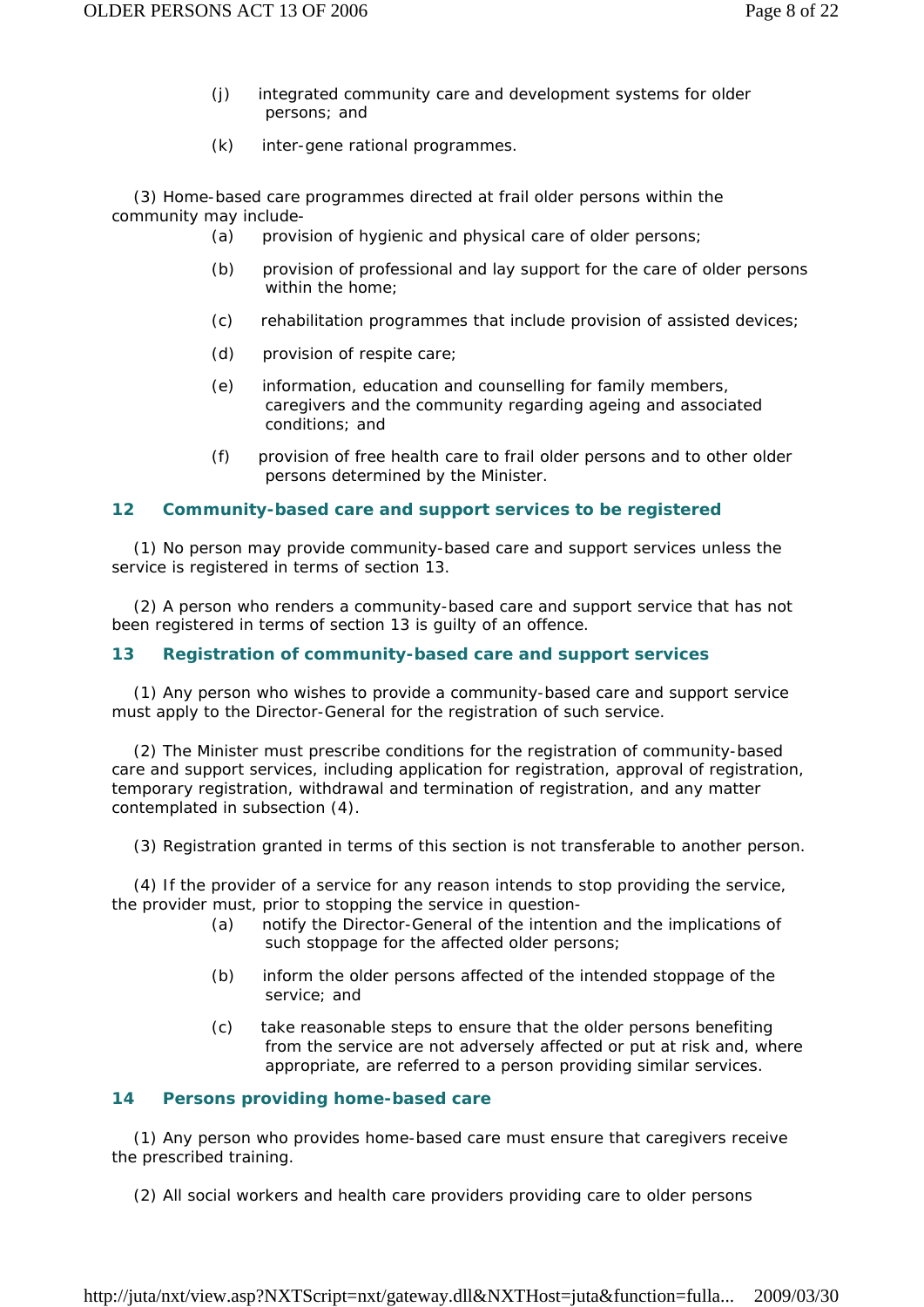(j) integrated community care and development systems for older persons; and

(k) inter-gene rational programmes.

(3) Home-based care programmes directed at frail older persons within the community may include-

(a) provision of hygienic and physical care of older persons;

(b) provision of professional and lay support for the care of older persons within the home;

(c) rehabilitation programmes that include provision of assisted devices;

(d) provision of respite care;

(e) information, education and counselling for family members, caregivers and the community regarding ageing and associated conditions; and

(f) provision of free health care to frail older persons and to other older persons determined by the Minister.

### 12 Community-based care and support services to be registered

(1) No person may provide community-based care and support services unless the service is registered in terms of section 13.

(2) A person who renders a community-based care and support service that has not been registered in terms of section 13 is guilty of an offence.

### 13 Registration of community-based care and support services

(1) Any person who wishes to provide a community-based care and support service must apply to the Director-General for the registration of such service.

(2) The Minister must prescribe conditions for the registration of community-based care and support services, including application for registration, approval of registration, temporary registration, withdrawal and termination of registration, and any matter contemplated in subsection (4).

(3) Registration granted in terms of this section is not transferable to another person.

(4) If the provider of a service for any reason intends to stop providing the service, the provider must, prior to stopping the service in question-

(a) notify the Director-General of the intention and the implications of such stoppage for the affected older persons;

(b) inform the older persons affected of the intended stoppage of the service; and

(c) take reasonable steps to ensure that the older persons benefiting from the service are not adversely affected or put at risk and, where appropriate, are referred to a person providing similar services.

### 14 Persons providing home-based care

(1) Any person who provides home-based care must ensure that caregivers receive the prescribed training.

(2) All social workers and health care providers providing care to older persons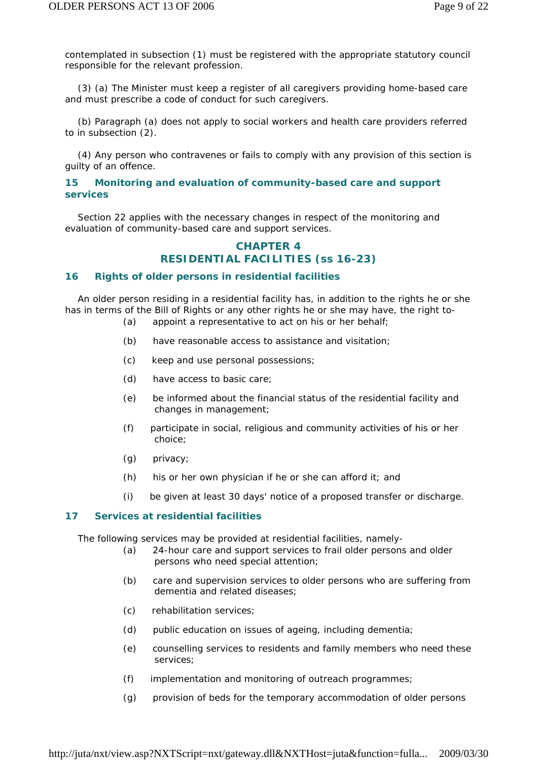contemplated in subsection (1) must be registered with the appropriate statutory council responsible for the relevant profession.

(3) (a) The Minister must keep a register of all caregivers providing home-based care and must prescribe a code of conduct for such caregivers.

(b) Paragraph (a) does not apply to social workers and health care providers referred to in subsection (2).

(4) Any person who contravenes or fails to comply with any provision of this section is guilty of an offence.

### 15 Monitoring and evaluation of community-based care and support services

Section 22 applies with the necessary changes in respect of the monitoring and evaluation of community-based care and support services.

## CHAPTER 4
## RESIDENTIAL FACILITIES (ss 16-23)

### 16 Rights of older persons in residential facilities

An older person residing in a residential facility has, in addition to the rights he or she has in terms of the Bill of Rights or any other rights he or she may have, the right to-

(a) appoint a representative to act on his or her behalf;

(b) have reasonable access to assistance and visitation;

(c) keep and use personal possessions;

(d) have access to basic care;

(e) be informed about the financial status of the residential facility and changes in management;

(f) participate in social, religious and community activities of his or her choice;

(g) privacy;

(h) his or her own physician if he or she can afford it; and

(i) be given at least 30 days' notice of a proposed transfer or discharge.

### 17 Services at residential facilities

The following services may be provided at residential facilities, namely-

(a) 24-hour care and support services to frail older persons and older persons who need special attention;

(b) care and supervision services to older persons who are suffering from dementia and related diseases;

(c) rehabilitation services;

(d) public education on issues of ageing, including dementia;

(e) counselling services to residents and family members who need these services;

(f) implementation and monitoring of outreach programmes;

(g) provision of beds for the temporary accommodation of older persons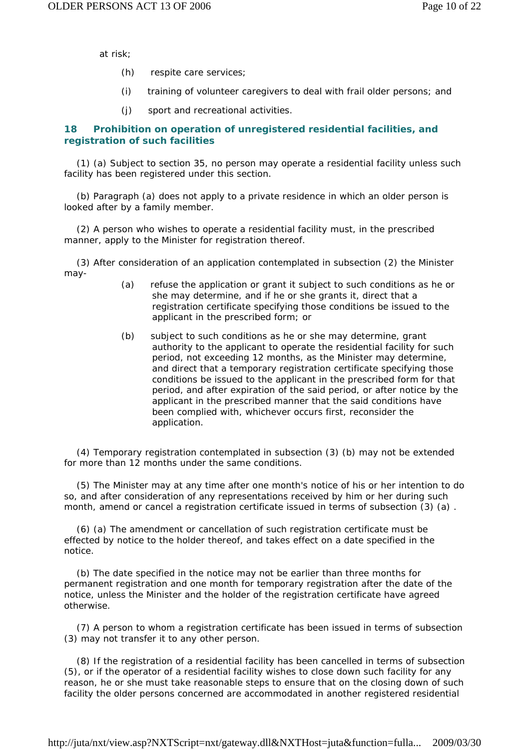at risk;

(h) respite care services;

(i) training of volunteer caregivers to deal with frail older persons; and

(j) sport and recreational activities.

### 18 Prohibition on operation of unregistered residential facilities, and registration of such facilities

(1) (a) Subject to section 35, no person may operate a residential facility unless such facility has been registered under this section.

(b) Paragraph (a) does not apply to a private residence in which an older person is looked after by a family member.

(2) A person who wishes to operate a residential facility must, in the prescribed manner, apply to the Minister for registration thereof.

(3) After consideration of an application contemplated in subsection (2) the Minister may-

(a) refuse the application or grant it subject to such conditions as he or she may determine, and if he or she grants it, direct that a registration certificate specifying those conditions be issued to the applicant in the prescribed form; or

(b) subject to such conditions as he or she may determine, grant authority to the applicant to operate the residential facility for such period, not exceeding 12 months, as the Minister may determine, and direct that a temporary registration certificate specifying those conditions be issued to the applicant in the prescribed form for that period, and after expiration of the said period, or after notice by the applicant in the prescribed manner that the said conditions have been complied with, whichever occurs first, reconsider the application.

(4) Temporary registration contemplated in subsection (3) (b) may not be extended for more than 12 months under the same conditions.

(5) The Minister may at any time after one month's notice of his or her intention to do so, and after consideration of any representations received by him or her during such month, amend or cancel a registration certificate issued in terms of subsection (3) (a) .

(6) (a) The amendment or cancellation of such registration certificate must be effected by notice to the holder thereof, and takes effect on a date specified in the notice.

(b) The date specified in the notice may not be earlier than three months for permanent registration and one month for temporary registration after the date of the notice, unless the Minister and the holder of the registration certificate have agreed otherwise.

(7) A person to whom a registration certificate has been issued in terms of subsection (3) may not transfer it to any other person.

(8) If the registration of a residential facility has been cancelled in terms of subsection (5), or if the operator of a residential facility wishes to close down such facility for any reason, he or she must take reasonable steps to ensure that on the closing down of such facility the older persons concerned are accommodated in another registered residential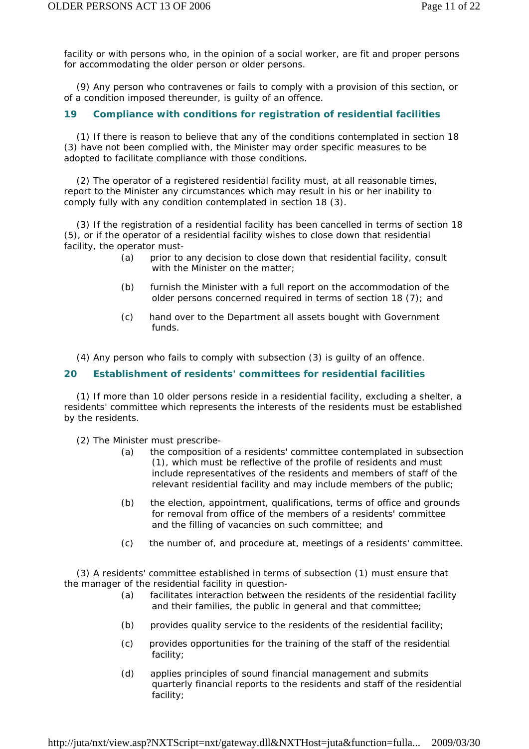facility or with persons who, in the opinion of a social worker, are fit and proper persons for accommodating the older person or older persons.

(9) Any person who contravenes or fails to comply with a provision of this section, or of a condition imposed thereunder, is guilty of an offence.

### 19 Compliance with conditions for registration of residential facilities

(1) If there is reason to believe that any of the conditions contemplated in section 18 (3) have not been complied with, the Minister may order specific measures to be adopted to facilitate compliance with those conditions.

(2) The operator of a registered residential facility must, at all reasonable times, report to the Minister any circumstances which may result in his or her inability to comply fully with any condition contemplated in section 18 (3).

(3) If the registration of a residential facility has been cancelled in terms of section 18 (5), or if the operator of a residential facility wishes to close down that residential facility, the operator must-

(a) prior to any decision to close down that residential facility, consult with the Minister on the matter;

(b) furnish the Minister with a full report on the accommodation of the older persons concerned required in terms of section 18 (7); and

(c) hand over to the Department all assets bought with Government funds.

(4) Any person who fails to comply with subsection (3) is guilty of an offence.

### 20 Establishment of residents' committees for residential facilities

(1) If more than 10 older persons reside in a residential facility, excluding a shelter, a residents' committee which represents the interests of the residents must be established by the residents.

(2) The Minister must prescribe-

(a) the composition of a residents' committee contemplated in subsection (1), which must be reflective of the profile of residents and must include representatives of the residents and members of staff of the relevant residential facility and may include members of the public;

(b) the election, appointment, qualifications, terms of office and grounds for removal from office of the members of a residents' committee and the filling of vacancies on such committee; and

(c) the number of, and procedure at, meetings of a residents' committee.

(3) A residents' committee established in terms of subsection (1) must ensure that the manager of the residential facility in question-

(a) facilitates interaction between the residents of the residential facility and their families, the public in general and that committee;

(b) provides quality service to the residents of the residential facility;

(c) provides opportunities for the training of the staff of the residential facility;

(d) applies principles of sound financial management and submits quarterly financial reports to the residents and staff of the residential facility;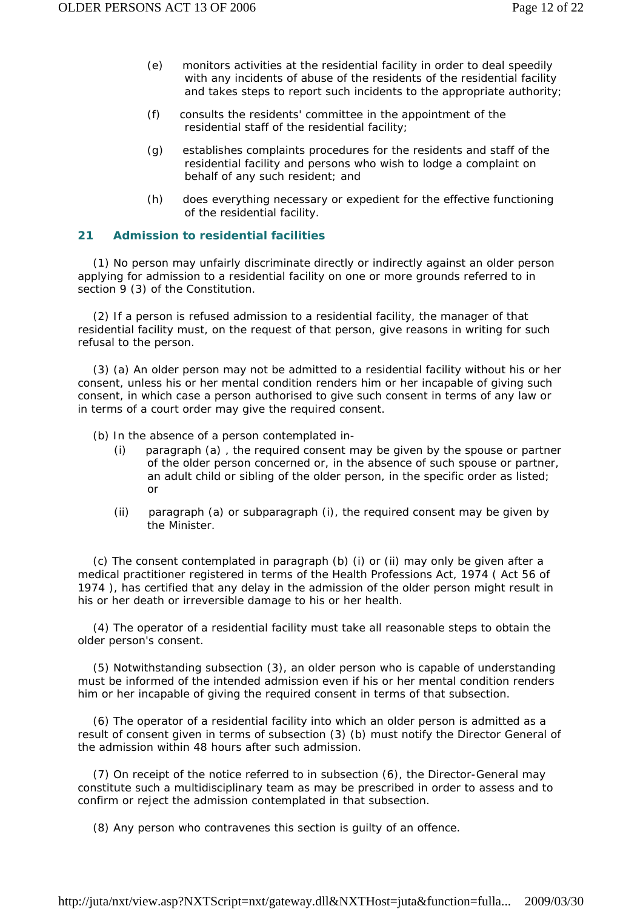(e) monitors activities at the residential facility in order to deal speedily with any incidents of abuse of the residents of the residential facility and takes steps to report such incidents to the appropriate authority;

(f) consults the residents' committee in the appointment of the residential staff of the residential facility;

(g) establishes complaints procedures for the residents and staff of the residential facility and persons who wish to lodge a complaint on behalf of any such resident; and

(h) does everything necessary or expedient for the effective functioning of the residential facility.

### 21 Admission to residential facilities

(1) No person may unfairly discriminate directly or indirectly against an older person applying for admission to a residential facility on one or more grounds referred to in section 9 (3) of the Constitution.

(2) If a person is refused admission to a residential facility, the manager of that residential facility must, on the request of that person, give reasons in writing for such refusal to the person.

(3) (a) An older person may not be admitted to a residential facility without his or her consent, unless his or her mental condition renders him or her incapable of giving such consent, in which case a person authorised to give such consent in terms of any law or in terms of a court order may give the required consent.

(b) In the absence of a person contemplated in-

(i) paragraph (a) , the required consent may be given by the spouse or partner of the older person concerned or, in the absence of such spouse or partner, an adult child or sibling of the older person, in the specific order as listed; or

(ii) paragraph (a) or subparagraph (i), the required consent may be given by the Minister.

(c) The consent contemplated in paragraph (b) (i) or (ii) may only be given after a medical practitioner registered in terms of the Health Professions Act, 1974 ( Act 56 of 1974 ), has certified that any delay in the admission of the older person might result in his or her death or irreversible damage to his or her health.

(4) The operator of a residential facility must take all reasonable steps to obtain the older person's consent.

(5) Notwithstanding subsection (3), an older person who is capable of understanding must be informed of the intended admission even if his or her mental condition renders him or her incapable of giving the required consent in terms of that subsection.

(6) The operator of a residential facility into which an older person is admitted as a result of consent given in terms of subsection (3) (b) must notify the Director General of the admission within 48 hours after such admission.

(7) On receipt of the notice referred to in subsection (6), the Director-General may constitute such a multidisciplinary team as may be prescribed in order to assess and to confirm or reject the admission contemplated in that subsection.

(8) Any person who contravenes this section is guilty of an offence.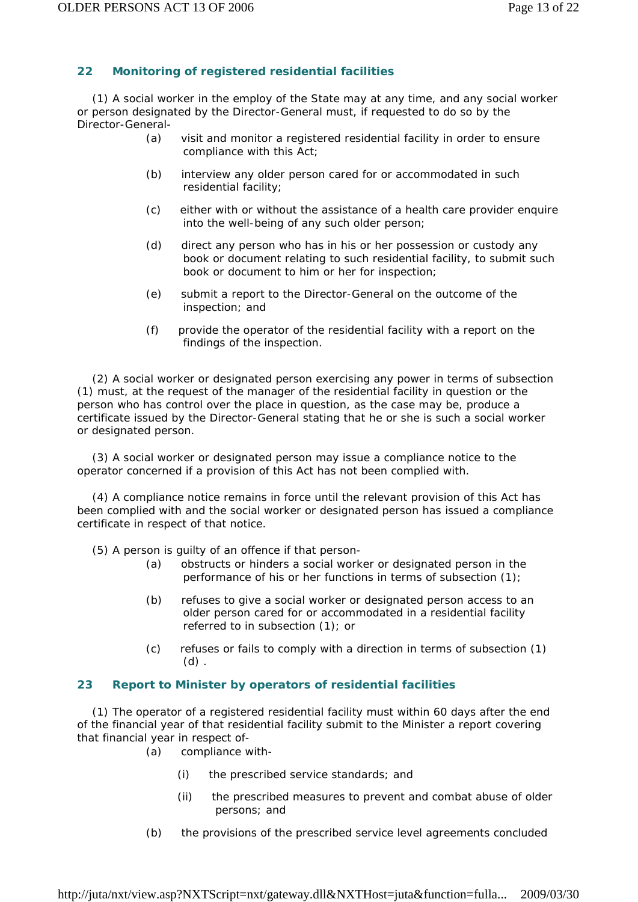## 22 Monitoring of registered residential facilities

(1) A social worker in the employ of the State may at any time, and any social worker or person designated by the Director-General must, if requested to do so by the Director-General-

- (a) visit and monitor a registered residential facility in order to ensure compliance with this Act;
- (b) interview any older person cared for or accommodated in such residential facility;
- (c) either with or without the assistance of a health care provider enquire into the well-being of any such older person;
- (d) direct any person who has in his or her possession or custody any book or document relating to such residential facility, to submit such book or document to him or her for inspection;
- (e) submit a report to the Director-General on the outcome of the inspection; and
- (f) provide the operator of the residential facility with a report on the findings of the inspection.

(2) A social worker or designated person exercising any power in terms of subsection (1) must, at the request of the manager of the residential facility in question or the person who has control over the place in question, as the case may be, produce a certificate issued by the Director-General stating that he or she is such a social worker or designated person.

(3) A social worker or designated person may issue a compliance notice to the operator concerned if a provision of this Act has not been complied with.

(4) A compliance notice remains in force until the relevant provision of this Act has been complied with and the social worker or designated person has issued a compliance certificate in respect of that notice.

(5) A person is guilty of an offence if that person-

- (a) obstructs or hinders a social worker or designated person in the performance of his or her functions in terms of subsection (1);
- (b) refuses to give a social worker or designated person access to an older person cared for or accommodated in a residential facility referred to in subsection (1); or
- (c) refuses or fails to comply with a direction in terms of subsection (1) (d) .

## 23 Report to Minister by operators of residential facilities

(1) The operator of a registered residential facility must within 60 days after the end of the financial year of that residential facility submit to the Minister a report covering that financial year in respect of-

- (a) compliance with-
  - (i) the prescribed service standards; and
  - (ii) the prescribed measures to prevent and combat abuse of older persons; and
- (b) the provisions of the prescribed service level agreements concluded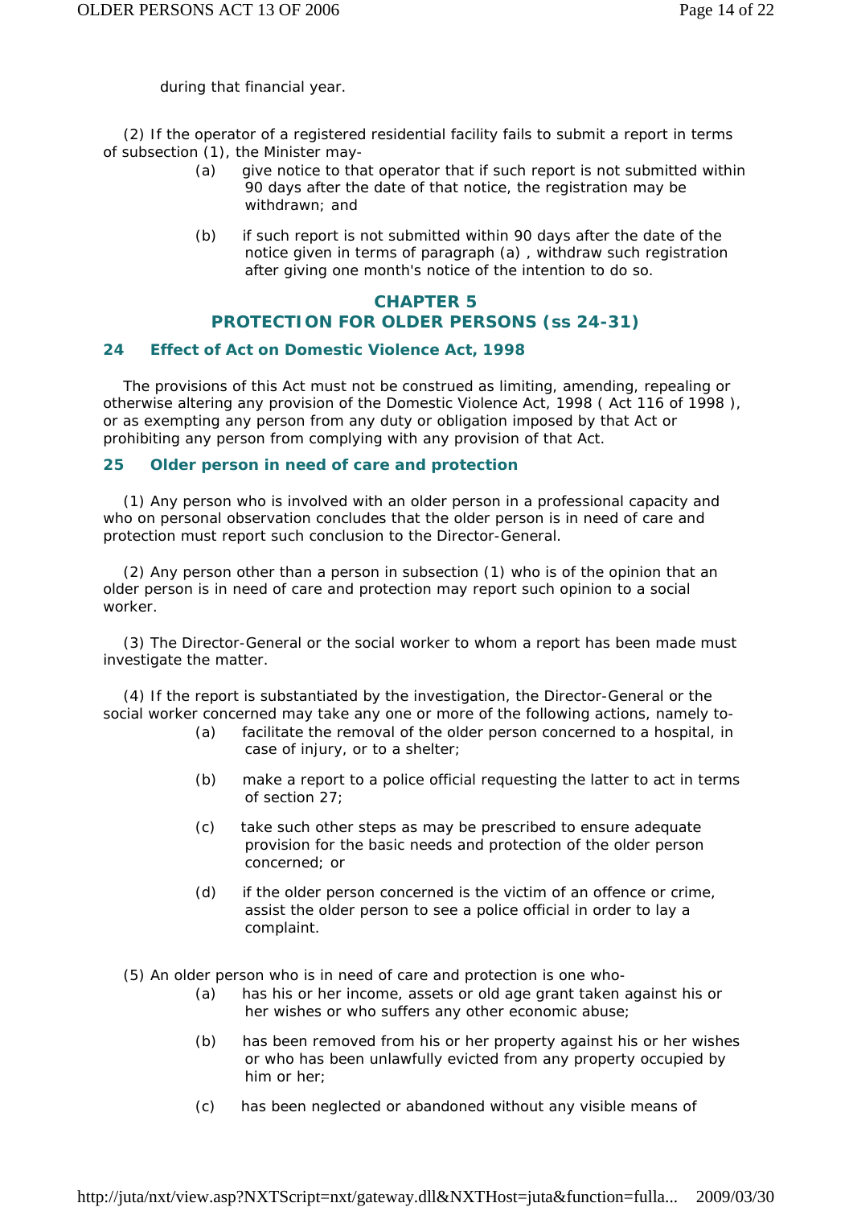during that financial year.

(2) If the operator of a registered residential facility fails to submit a report in terms of subsection (1), the Minister may-

(a) give notice to that operator that if such report is not submitted within 90 days after the date of that notice, the registration may be withdrawn; and

(b) if such report is not submitted within 90 days after the date of the notice given in terms of paragraph (a) , withdraw such registration after giving one month's notice of the intention to do so.

## CHAPTER 5
## PROTECTION FOR OLDER PERSONS (ss 24-31)

### 24 Effect of Act on Domestic Violence Act, 1998

The provisions of this Act must not be construed as limiting, amending, repealing or otherwise altering any provision of the Domestic Violence Act, 1998 ( Act 116 of 1998 ), or as exempting any person from any duty or obligation imposed by that Act or prohibiting any person from complying with any provision of that Act.

### 25 Older person in need of care and protection

(1) Any person who is involved with an older person in a professional capacity and who on personal observation concludes that the older person is in need of care and protection must report such conclusion to the Director-General.

(2) Any person other than a person in subsection (1) who is of the opinion that an older person is in need of care and protection may report such opinion to a social worker.

(3) The Director-General or the social worker to whom a report has been made must investigate the matter.

(4) If the report is substantiated by the investigation, the Director-General or the social worker concerned may take any one or more of the following actions, namely to-

(a) facilitate the removal of the older person concerned to a hospital, in case of injury, or to a shelter;

(b) make a report to a police official requesting the latter to act in terms of section 27;

(c) take such other steps as may be prescribed to ensure adequate provision for the basic needs and protection of the older person concerned; or

(d) if the older person concerned is the victim of an offence or crime, assist the older person to see a police official in order to lay a complaint.

(5) An older person who is in need of care and protection is one who-

(a) has his or her income, assets or old age grant taken against his or her wishes or who suffers any other economic abuse;

(b) has been removed from his or her property against his or her wishes or who has been unlawfully evicted from any property occupied by him or her;

(c) has been neglected or abandoned without any visible means of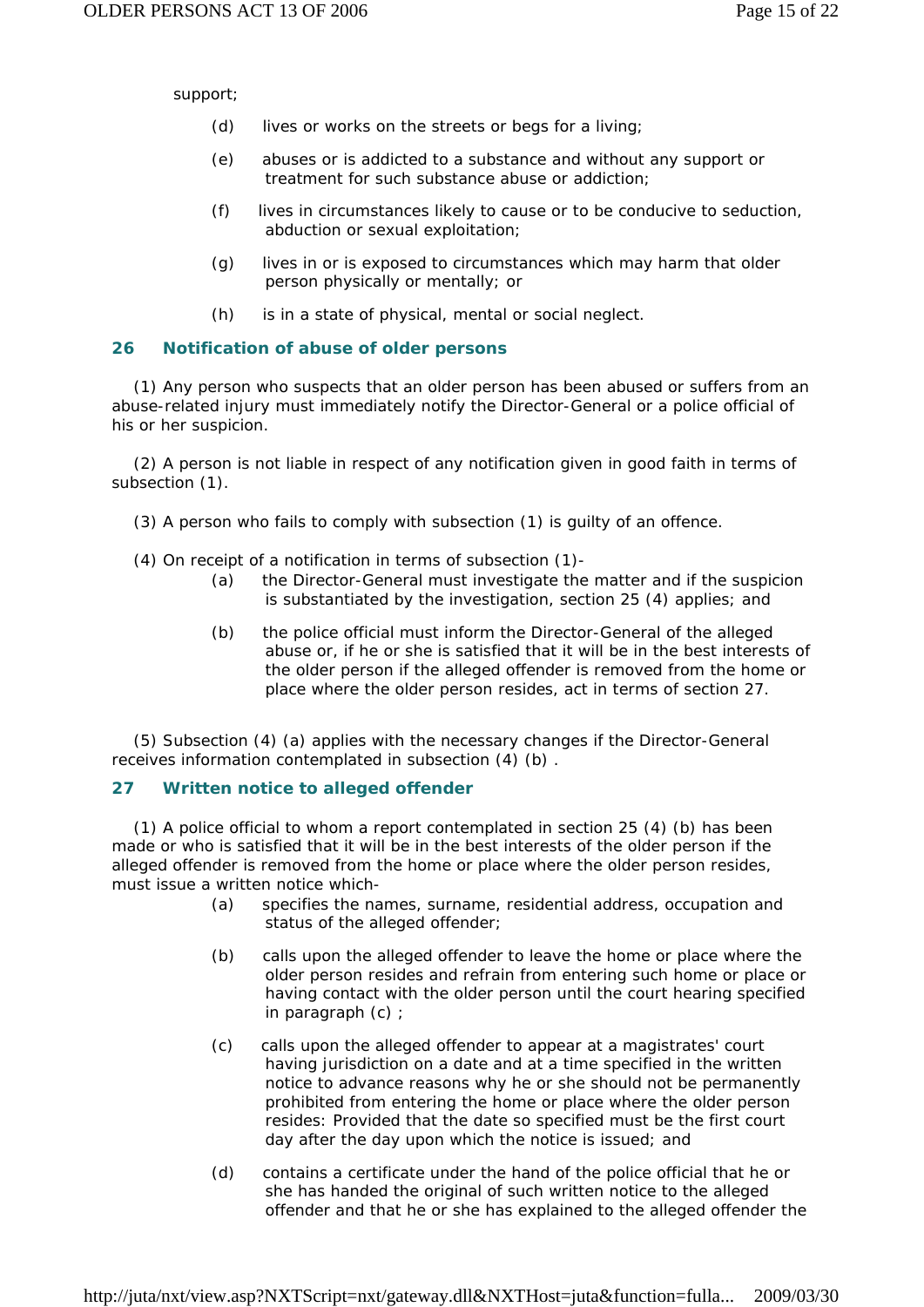support;

(d) lives or works on the streets or begs for a living;

(e) abuses or is addicted to a substance and without any support or treatment for such substance abuse or addiction;

(f) lives in circumstances likely to cause or to be conducive to seduction, abduction or sexual exploitation;

(g) lives in or is exposed to circumstances which may harm that older person physically or mentally; or

(h) is in a state of physical, mental or social neglect.

## 26 Notification of abuse of older persons

(1) Any person who suspects that an older person has been abused or suffers from an abuse-related injury must immediately notify the Director-General or a police official of his or her suspicion.

(2) A person is not liable in respect of any notification given in good faith in terms of subsection (1).

(3) A person who fails to comply with subsection (1) is guilty of an offence.

(4) On receipt of a notification in terms of subsection (1)-

(a) the Director-General must investigate the matter and if the suspicion is substantiated by the investigation, section 25 (4) applies; and

(b) the police official must inform the Director-General of the alleged abuse or, if he or she is satisfied that it will be in the best interests of the older person if the alleged offender is removed from the home or place where the older person resides, act in terms of section 27.

(5) Subsection (4) (a) applies with the necessary changes if the Director-General receives information contemplated in subsection (4) (b) .

## 27 Written notice to alleged offender

(1) A police official to whom a report contemplated in section 25 (4) (b) has been made or who is satisfied that it will be in the best interests of the older person if the alleged offender is removed from the home or place where the older person resides, must issue a written notice which-

(a) specifies the names, surname, residential address, occupation and status of the alleged offender;

(b) calls upon the alleged offender to leave the home or place where the older person resides and refrain from entering such home or place or having contact with the older person until the court hearing specified in paragraph (c) ;

(c) calls upon the alleged offender to appear at a magistrates' court having jurisdiction on a date and at a time specified in the written notice to advance reasons why he or she should not be permanently prohibited from entering the home or place where the older person resides: Provided that the date so specified must be the first court day after the day upon which the notice is issued; and

(d) contains a certificate under the hand of the police official that he or she has handed the original of such written notice to the alleged offender and that he or she has explained to the alleged offender the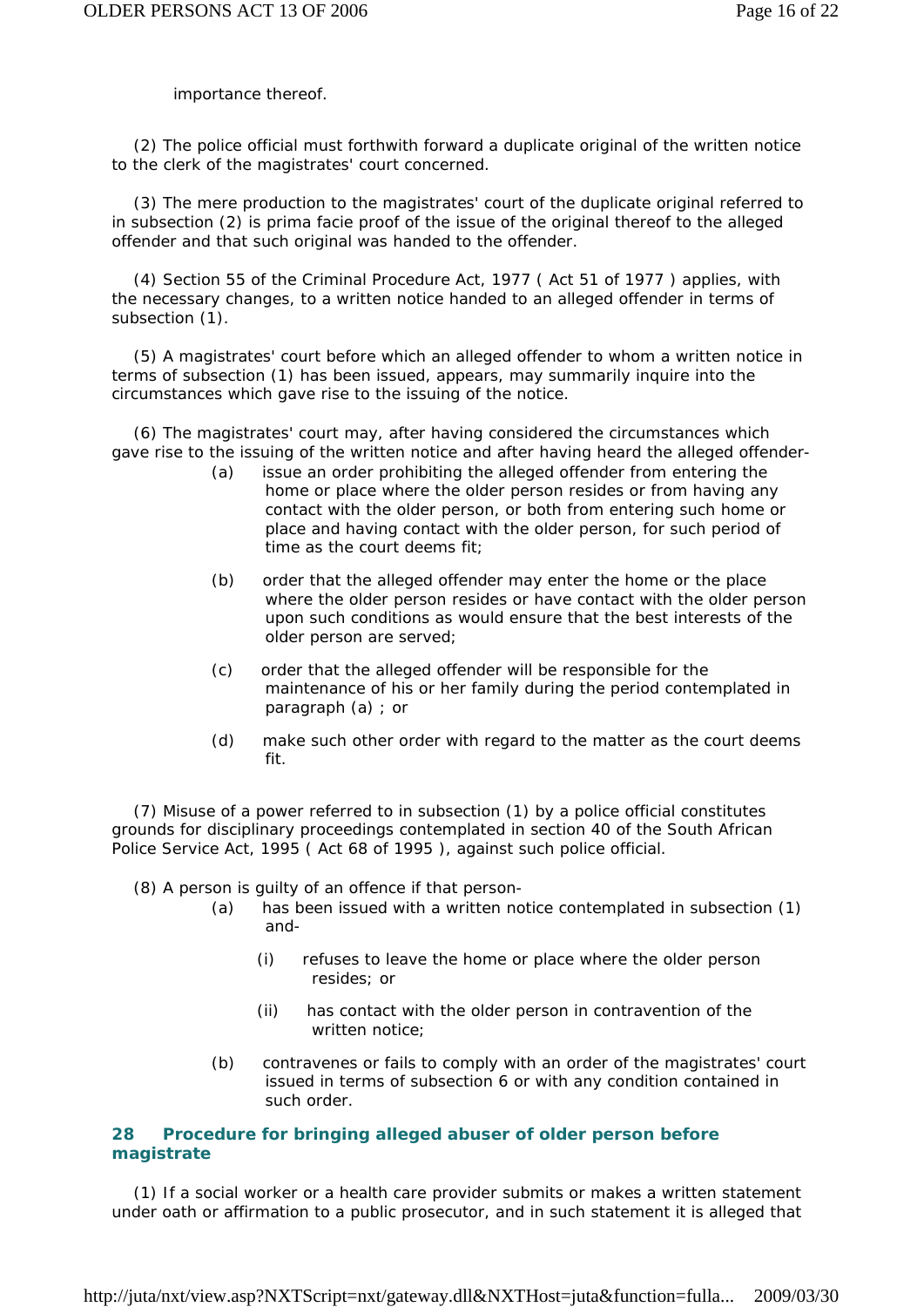importance thereof.

(2) The police official must forthwith forward a duplicate original of the written notice to the clerk of the magistrates' court concerned.

(3) The mere production to the magistrates' court of the duplicate original referred to in subsection (2) is prima facie proof of the issue of the original thereof to the alleged offender and that such original was handed to the offender.

(4) Section 55 of the Criminal Procedure Act, 1977 ( Act 51 of 1977 ) applies, with the necessary changes, to a written notice handed to an alleged offender in terms of subsection (1).

(5) A magistrates' court before which an alleged offender to whom a written notice in terms of subsection (1) has been issued, appears, may summarily inquire into the circumstances which gave rise to the issuing of the notice.

(6) The magistrates' court may, after having considered the circumstances which gave rise to the issuing of the written notice and after having heard the alleged offender-

(a) issue an order prohibiting the alleged offender from entering the home or place where the older person resides or from having any contact with the older person, or both from entering such home or place and having contact with the older person, for such period of time as the court deems fit;

(b) order that the alleged offender may enter the home or the place where the older person resides or have contact with the older person upon such conditions as would ensure that the best interests of the older person are served;

(c) order that the alleged offender will be responsible for the maintenance of his or her family during the period contemplated in paragraph (a) ; or

(d) make such other order with regard to the matter as the court deems fit.

(7) Misuse of a power referred to in subsection (1) by a police official constitutes grounds for disciplinary proceedings contemplated in section 40 of the South African Police Service Act, 1995 ( Act 68 of 1995 ), against such police official.

(8) A person is guilty of an offence if that person-

(a) has been issued with a written notice contemplated in subsection (1) and-

(i) refuses to leave the home or place where the older person resides; or

(ii) has contact with the older person in contravention of the written notice;

(b) contravenes or fails to comply with an order of the magistrates' court issued in terms of subsection 6 or with any condition contained in such order.

### 28 Procedure for bringing alleged abuser of older person before magistrate

(1) If a social worker or a health care provider submits or makes a written statement under oath or affirmation to a public prosecutor, and in such statement it is alleged that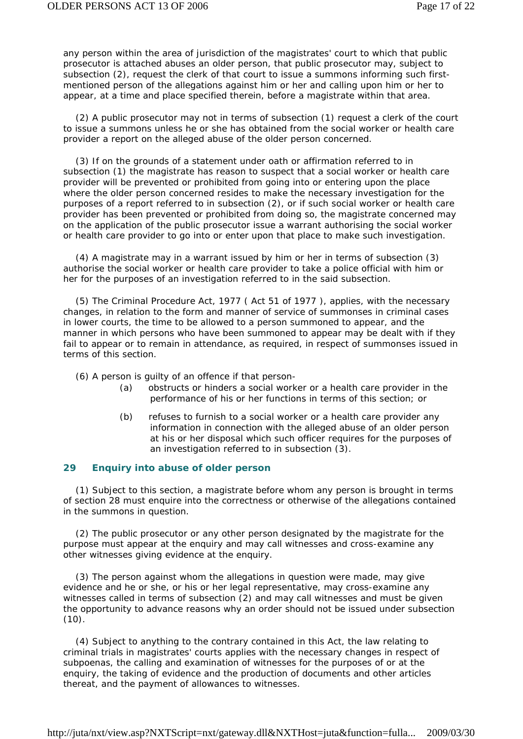any person within the area of jurisdiction of the magistrates' court to which that public prosecutor is attached abuses an older person, that public prosecutor may, subject to subsection (2), request the clerk of that court to issue a summons informing such first-mentioned person of the allegations against him or her and calling upon him or her to appear, at a time and place specified therein, before a magistrate within that area.

(2) A public prosecutor may not in terms of subsection (1) request a clerk of the court to issue a summons unless he or she has obtained from the social worker or health care provider a report on the alleged abuse of the older person concerned.

(3) If on the grounds of a statement under oath or affirmation referred to in subsection (1) the magistrate has reason to suspect that a social worker or health care provider will be prevented or prohibited from going into or entering upon the place where the older person concerned resides to make the necessary investigation for the purposes of a report referred to in subsection (2), or if such social worker or health care provider has been prevented or prohibited from doing so, the magistrate concerned may on the application of the public prosecutor issue a warrant authorising the social worker or health care provider to go into or enter upon that place to make such investigation.

(4) A magistrate may in a warrant issued by him or her in terms of subsection (3) authorise the social worker or health care provider to take a police official with him or her for the purposes of an investigation referred to in the said subsection.

(5) The Criminal Procedure Act, 1977 ( Act 51 of 1977 ), applies, with the necessary changes, in relation to the form and manner of service of summonses in criminal cases in lower courts, the time to be allowed to a person summoned to appear, and the manner in which persons who have been summoned to appear may be dealt with if they fail to appear or to remain in attendance, as required, in respect of summonses issued in terms of this section.

(6) A person is guilty of an offence if that person-

(a) obstructs or hinders a social worker or a health care provider in the performance of his or her functions in terms of this section; or

(b) refuses to furnish to a social worker or a health care provider any information in connection with the alleged abuse of an older person at his or her disposal which such officer requires for the purposes of an investigation referred to in subsection (3).

## 29 Enquiry into abuse of older person

(1) Subject to this section, a magistrate before whom any person is brought in terms of section 28 must enquire into the correctness or otherwise of the allegations contained in the summons in question.

(2) The public prosecutor or any other person designated by the magistrate for the purpose must appear at the enquiry and may call witnesses and cross-examine any other witnesses giving evidence at the enquiry.

(3) The person against whom the allegations in question were made, may give evidence and he or she, or his or her legal representative, may cross-examine any witnesses called in terms of subsection (2) and may call witnesses and must be given the opportunity to advance reasons why an order should not be issued under subsection (10).

(4) Subject to anything to the contrary contained in this Act, the law relating to criminal trials in magistrates' courts applies with the necessary changes in respect of subpoenas, the calling and examination of witnesses for the purposes of or at the enquiry, the taking of evidence and the production of documents and other articles thereat, and the payment of allowances to witnesses.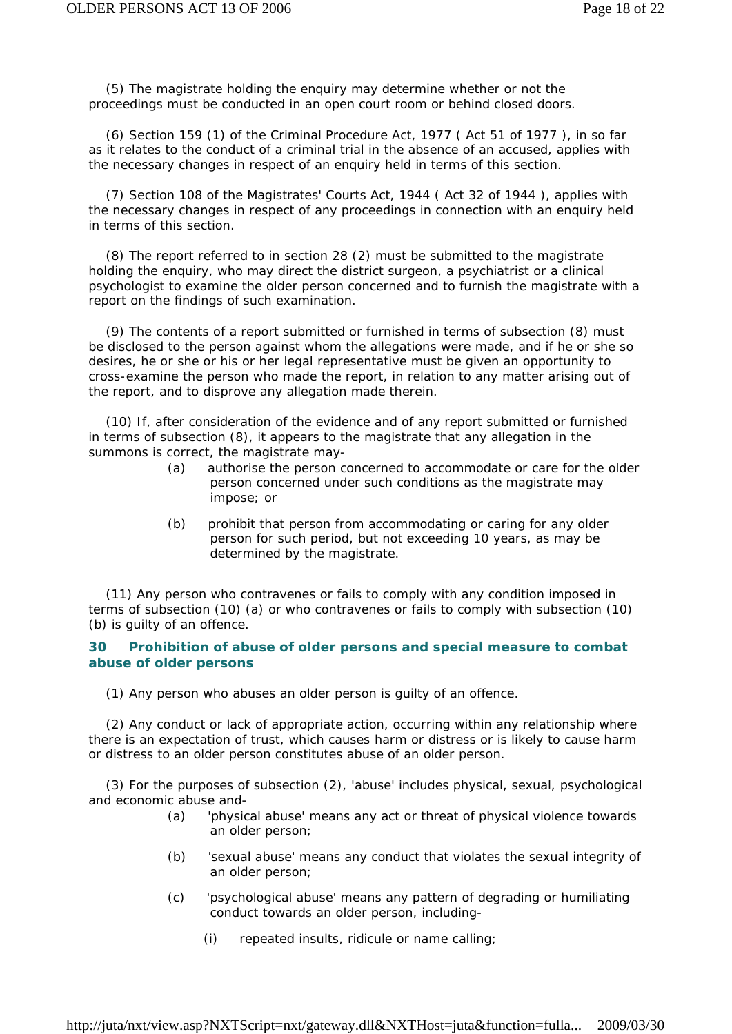(5) The magistrate holding the enquiry may determine whether or not the proceedings must be conducted in an open court room or behind closed doors.

(6) Section 159 (1) of the Criminal Procedure Act, 1977 ( Act 51 of 1977 ), in so far as it relates to the conduct of a criminal trial in the absence of an accused, applies with the necessary changes in respect of an enquiry held in terms of this section.

(7) Section 108 of the Magistrates' Courts Act, 1944 ( Act 32 of 1944 ), applies with the necessary changes in respect of any proceedings in connection with an enquiry held in terms of this section.

(8) The report referred to in section 28 (2) must be submitted to the magistrate holding the enquiry, who may direct the district surgeon, a psychiatrist or a clinical psychologist to examine the older person concerned and to furnish the magistrate with a report on the findings of such examination.

(9) The contents of a report submitted or furnished in terms of subsection (8) must be disclosed to the person against whom the allegations were made, and if he or she so desires, he or she or his or her legal representative must be given an opportunity to cross-examine the person who made the report, in relation to any matter arising out of the report, and to disprove any allegation made therein.

(10) If, after consideration of the evidence and of any report submitted or furnished in terms of subsection (8), it appears to the magistrate that any allegation in the summons is correct, the magistrate may-

(a) authorise the person concerned to accommodate or care for the older person concerned under such conditions as the magistrate may impose; or

(b) prohibit that person from accommodating or caring for any older person for such period, but not exceeding 10 years, as may be determined by the magistrate.

(11) Any person who contravenes or fails to comply with any condition imposed in terms of subsection (10) (a) or who contravenes or fails to comply with subsection (10) (b) is guilty of an offence.

### 30 Prohibition of abuse of older persons and special measure to combat abuse of older persons

(1) Any person who abuses an older person is guilty of an offence.

(2) Any conduct or lack of appropriate action, occurring within any relationship where there is an expectation of trust, which causes harm or distress or is likely to cause harm or distress to an older person constitutes abuse of an older person.

(3) For the purposes of subsection (2), 'abuse' includes physical, sexual, psychological and economic abuse and-

(a) 'physical abuse' means any act or threat of physical violence towards an older person;

(b) 'sexual abuse' means any conduct that violates the sexual integrity of an older person;

(c) 'psychological abuse' means any pattern of degrading or humiliating conduct towards an older person, including-

(i) repeated insults, ridicule or name calling;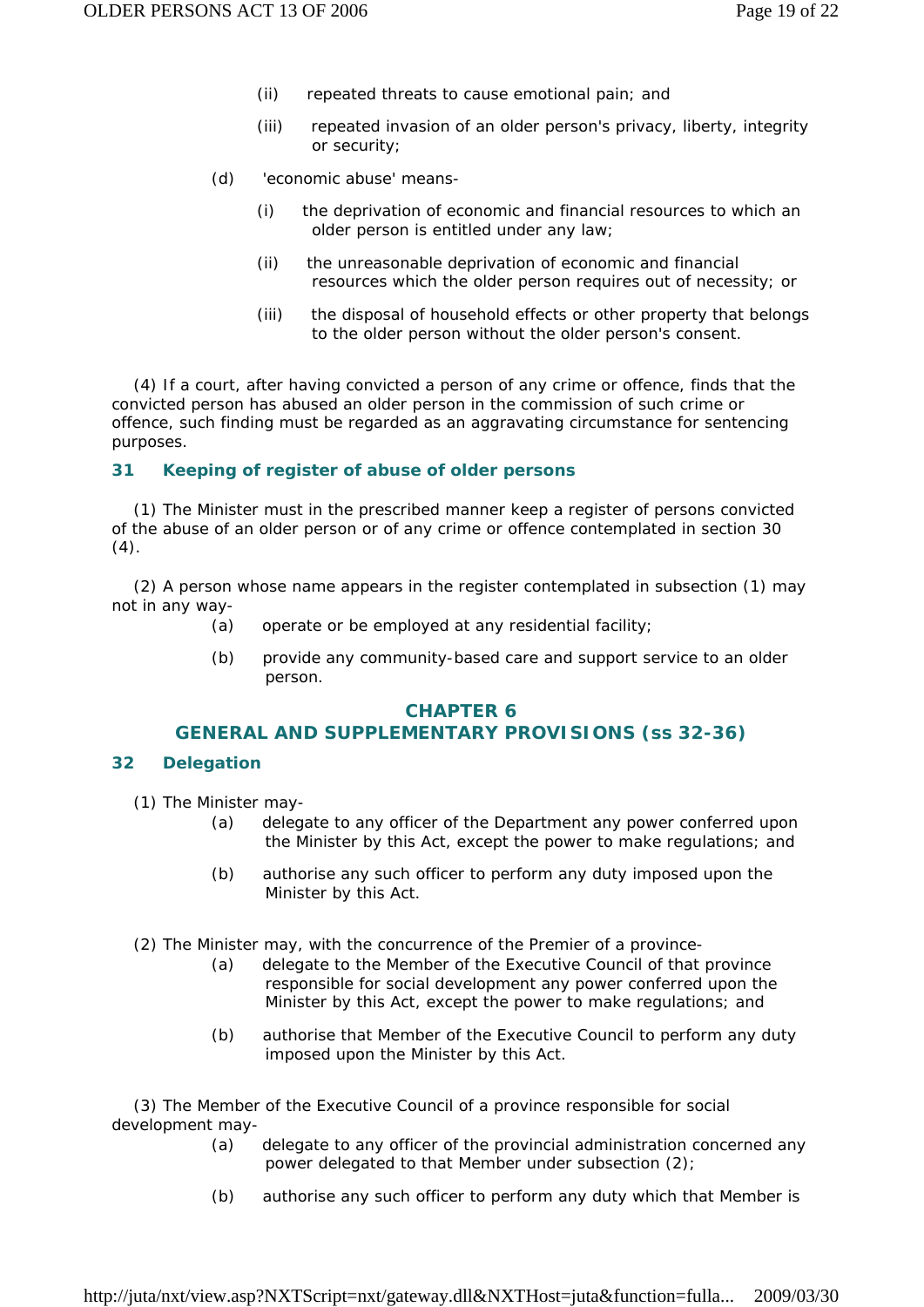(ii) repeated threats to cause emotional pain; and

(iii) repeated invasion of an older person's privacy, liberty, integrity or security;

(d) 'economic abuse' means-

(i) the deprivation of economic and financial resources to which an older person is entitled under any law;

(ii) the unreasonable deprivation of economic and financial resources which the older person requires out of necessity; or

(iii) the disposal of household effects or other property that belongs to the older person without the older person's consent.

(4) If a court, after having convicted a person of any crime or offence, finds that the convicted person has abused an older person in the commission of such crime or offence, such finding must be regarded as an aggravating circumstance for sentencing purposes.

### 31 Keeping of register of abuse of older persons

(1) The Minister must in the prescribed manner keep a register of persons convicted of the abuse of an older person or of any crime or offence contemplated in section 30 (4).

(2) A person whose name appears in the register contemplated in subsection (1) may not in any way-

(a) operate or be employed at any residential facility;

(b) provide any community-based care and support service to an older person.

## CHAPTER 6
## GENERAL AND SUPPLEMENTARY PROVISIONS (ss 32-36)

### 32 Delegation

(1) The Minister may-

(a) delegate to any officer of the Department any power conferred upon the Minister by this Act, except the power to make regulations; and

(b) authorise any such officer to perform any duty imposed upon the Minister by this Act.

(2) The Minister may, with the concurrence of the Premier of a province-

(a) delegate to the Member of the Executive Council of that province responsible for social development any power conferred upon the Minister by this Act, except the power to make regulations; and

(b) authorise that Member of the Executive Council to perform any duty imposed upon the Minister by this Act.

(3) The Member of the Executive Council of a province responsible for social development may-

(a) delegate to any officer of the provincial administration concerned any power delegated to that Member under subsection (2);

(b) authorise any such officer to perform any duty which that Member is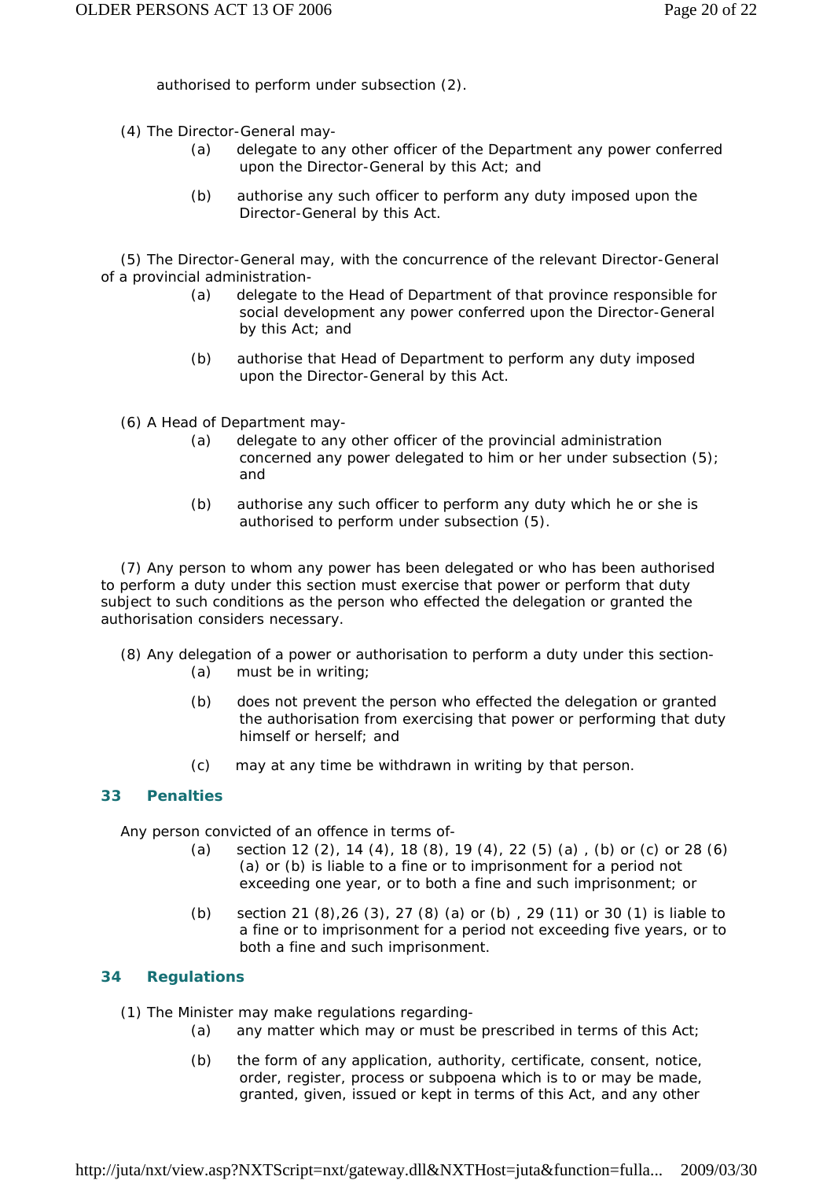authorised to perform under subsection (2).

(4) The Director-General may-

(a) delegate to any other officer of the Department any power conferred upon the Director-General by this Act; and

(b) authorise any such officer to perform any duty imposed upon the Director-General by this Act.

(5) The Director-General may, with the concurrence of the relevant Director-General of a provincial administration-

(a) delegate to the Head of Department of that province responsible for social development any power conferred upon the Director-General by this Act; and

(b) authorise that Head of Department to perform any duty imposed upon the Director-General by this Act.

(6) A Head of Department may-

(a) delegate to any other officer of the provincial administration concerned any power delegated to him or her under subsection (5); and

(b) authorise any such officer to perform any duty which he or she is authorised to perform under subsection (5).

(7) Any person to whom any power has been delegated or who has been authorised to perform a duty under this section must exercise that power or perform that duty subject to such conditions as the person who effected the delegation or granted the authorisation considers necessary.

(8) Any delegation of a power or authorisation to perform a duty under this section-

(a) must be in writing;

(b) does not prevent the person who effected the delegation or granted the authorisation from exercising that power or performing that duty himself or herself; and

(c) may at any time be withdrawn in writing by that person.

## 33 Penalties

Any person convicted of an offence in terms of-

(a) section 12 (2), 14 (4), 18 (8), 19 (4), 22 (5) (a) , (b) or (c) or 28 (6) (a) or (b) is liable to a fine or to imprisonment for a period not exceeding one year, or to both a fine and such imprisonment; or

(b) section 21 (8),26 (3), 27 (8) (a) or (b) , 29 (11) or 30 (1) is liable to a fine or to imprisonment for a period not exceeding five years, or to both a fine and such imprisonment.

## 34 Regulations

(1) The Minister may make regulations regarding-

(a) any matter which may or must be prescribed in terms of this Act;

(b) the form of any application, authority, certificate, consent, notice, order, register, process or subpoena which is to or may be made, granted, given, issued or kept in terms of this Act, and any other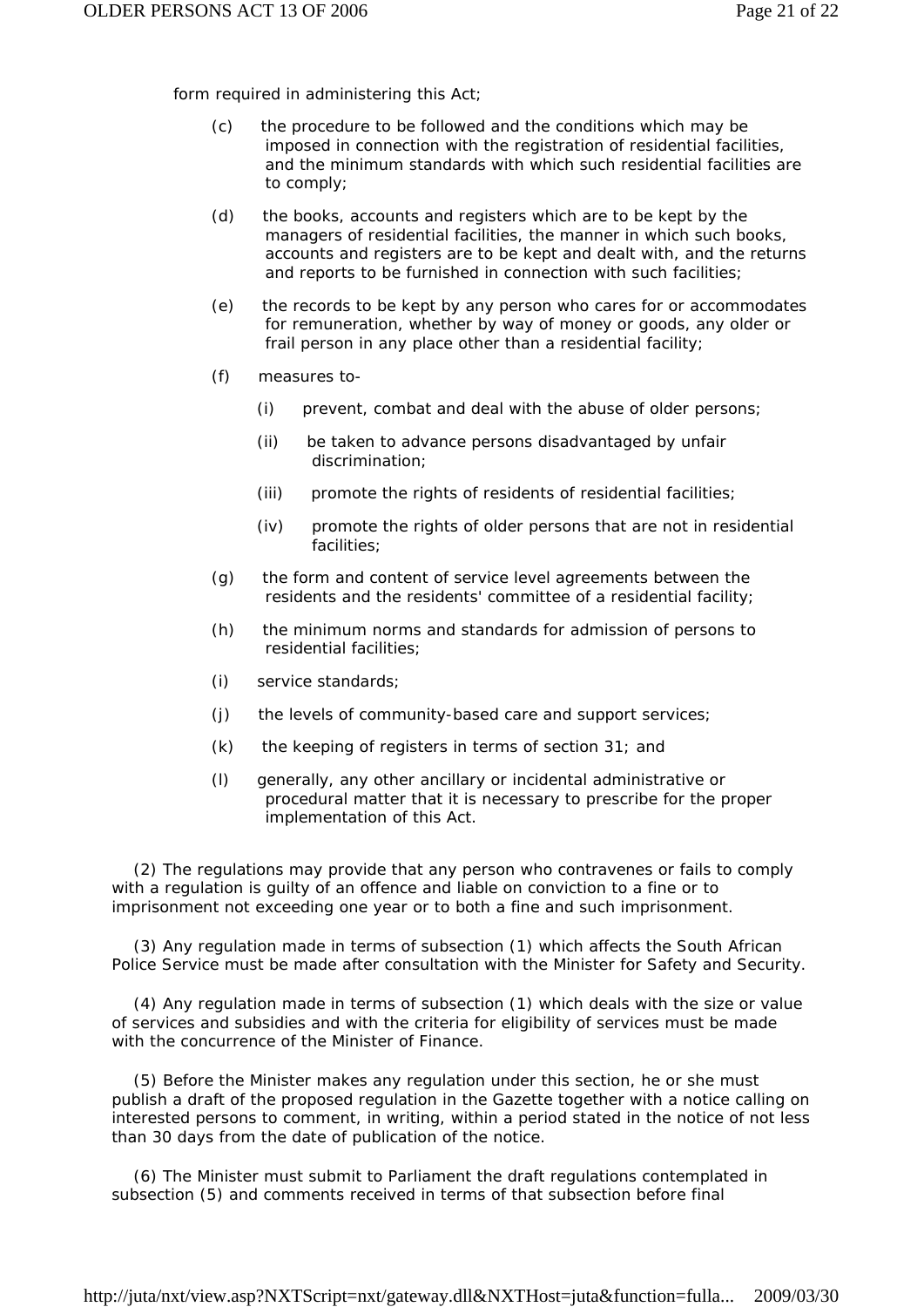form required in administering this Act;

(c) the procedure to be followed and the conditions which may be imposed in connection with the registration of residential facilities, and the minimum standards with which such residential facilities are to comply;

(d) the books, accounts and registers which are to be kept by the managers of residential facilities, the manner in which such books, accounts and registers are to be kept and dealt with, and the returns and reports to be furnished in connection with such facilities;

(e) the records to be kept by any person who cares for or accommodates for remuneration, whether by way of money or goods, any older or frail person in any place other than a residential facility;

(f) measures to-

(i) prevent, combat and deal with the abuse of older persons;

(ii) be taken to advance persons disadvantaged by unfair discrimination;

(iii) promote the rights of residents of residential facilities;

(iv) promote the rights of older persons that are not in residential facilities;

(g) the form and content of service level agreements between the residents and the residents' committee of a residential facility;

(h) the minimum norms and standards for admission of persons to residential facilities;

(i) service standards;

(j) the levels of community-based care and support services;

(k) the keeping of registers in terms of section 31; and

(l) generally, any other ancillary or incidental administrative or procedural matter that it is necessary to prescribe for the proper implementation of this Act.

(2) The regulations may provide that any person who contravenes or fails to comply with a regulation is guilty of an offence and liable on conviction to a fine or to imprisonment not exceeding one year or to both a fine and such imprisonment.

(3) Any regulation made in terms of subsection (1) which affects the South African Police Service must be made after consultation with the Minister for Safety and Security.

(4) Any regulation made in terms of subsection (1) which deals with the size or value of services and subsidies and with the criteria for eligibility of services must be made with the concurrence of the Minister of Finance.

(5) Before the Minister makes any regulation under this section, he or she must publish a draft of the proposed regulation in the Gazette together with a notice calling on interested persons to comment, in writing, within a period stated in the notice of not less than 30 days from the date of publication of the notice.

(6) The Minister must submit to Parliament the draft regulations contemplated in subsection (5) and comments received in terms of that subsection before final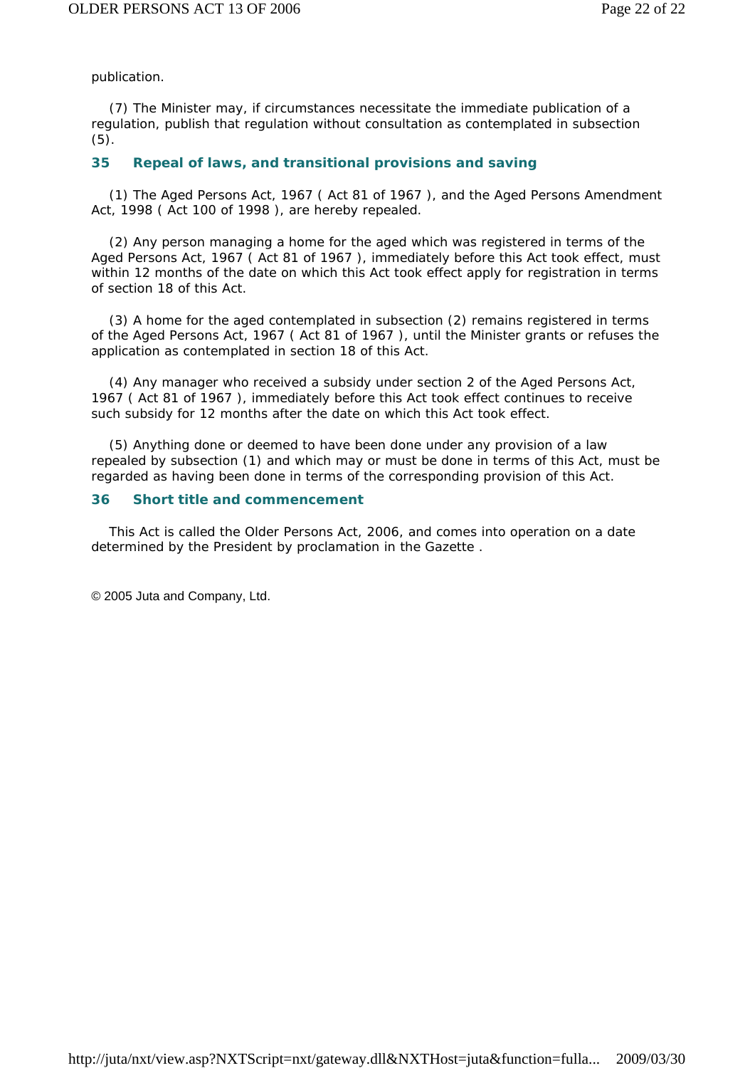publication.

(7) The Minister may, if circumstances necessitate the immediate publication of a regulation, publish that regulation without consultation as contemplated in subsection (5).

### 35 Repeal of laws, and transitional provisions and saving

(1) The Aged Persons Act, 1967 ( Act 81 of 1967 ), and the Aged Persons Amendment Act, 1998 ( Act 100 of 1998 ), are hereby repealed.

(2) Any person managing a home for the aged which was registered in terms of the Aged Persons Act, 1967 ( Act 81 of 1967 ), immediately before this Act took effect, must within 12 months of the date on which this Act took effect apply for registration in terms of section 18 of this Act.

(3) A home for the aged contemplated in subsection (2) remains registered in terms of the Aged Persons Act, 1967 ( Act 81 of 1967 ), until the Minister grants or refuses the application as contemplated in section 18 of this Act.

(4) Any manager who received a subsidy under section 2 of the Aged Persons Act, 1967 ( Act 81 of 1967 ), immediately before this Act took effect continues to receive such subsidy for 12 months after the date on which this Act took effect.

(5) Anything done or deemed to have been done under any provision of a law repealed by subsection (1) and which may or must be done in terms of this Act, must be regarded as having been done in terms of the corresponding provision of this Act.

### 36 Short title and commencement

This Act is called the Older Persons Act, 2006, and comes into operation on a date determined by the President by proclamation in the Gazette .

© 2005 Juta and Company, Ltd.